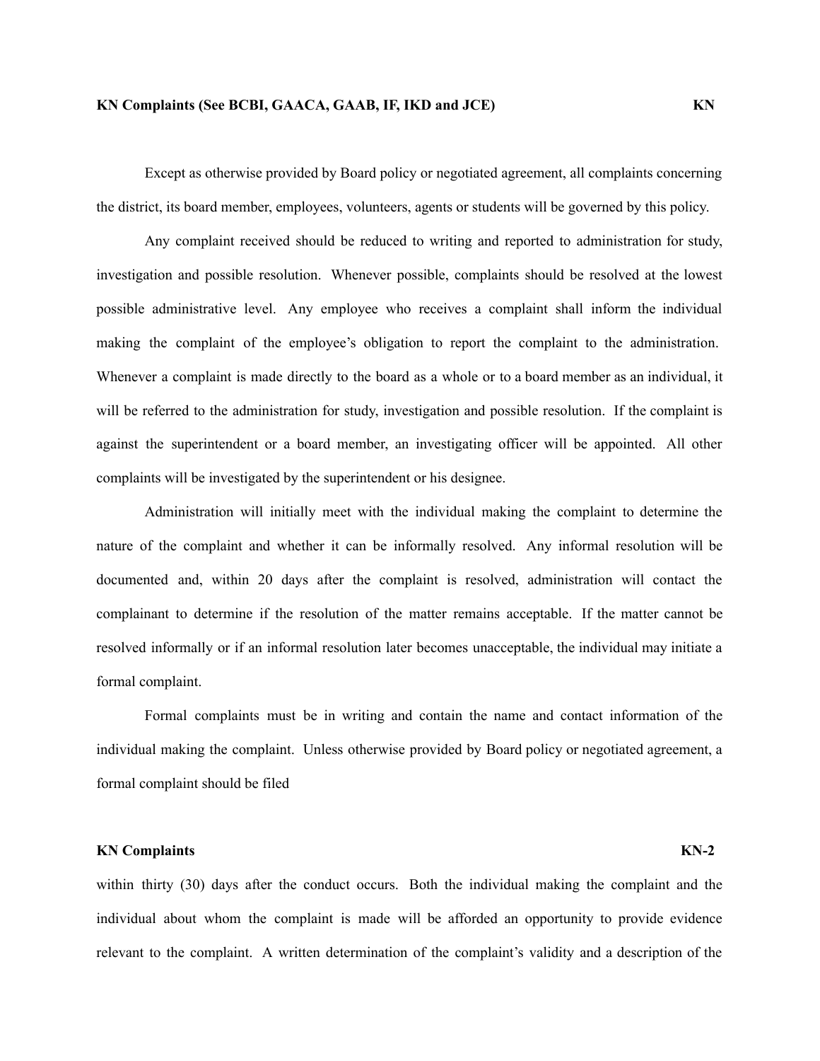**KN Complaints (See BCBI, GAACA, GAAB, IF, IKD and JCE)** **KN**

Except as otherwise provided by Board policy or negotiated agreement, all complaints concerning the district, its board member, employees, volunteers, agents or students will be governed by this policy.

Any complaint received should be reduced to writing and reported to administration for study, investigation and possible resolution. Whenever possible, complaints should be resolved at the lowest possible administrative level. Any employee who receives a complaint shall inform the individual making the complaint of the employee's obligation to report the complaint to the administration. Whenever a complaint is made directly to the board as a whole or to a board member as an individual, it will be referred to the administration for study, investigation and possible resolution. If the complaint is against the superintendent or a board member, an investigating officer will be appointed. All other complaints will be investigated by the superintendent or his designee.

Administration will initially meet with the individual making the complaint to determine the nature of the complaint and whether it can be informally resolved. Any informal resolution will be documented and, within 20 days after the complaint is resolved, administration will contact the complainant to determine if the resolution of the matter remains acceptable. If the matter cannot be resolved informally or if an informal resolution later becomes unacceptable, the individual may initiate a formal complaint.

Formal complaints must be in writing and contain the name and contact information of the individual making the complaint. Unless otherwise provided by Board policy or negotiated agreement, a formal complaint should be filed within thirty (30) days after the conduct occurs. Both the individual making the complaint and the individual about whom the complaint is made will be afforded an opportunity to provide evidence relevant to the complaint. A written determination of the complaint's validity and a description of the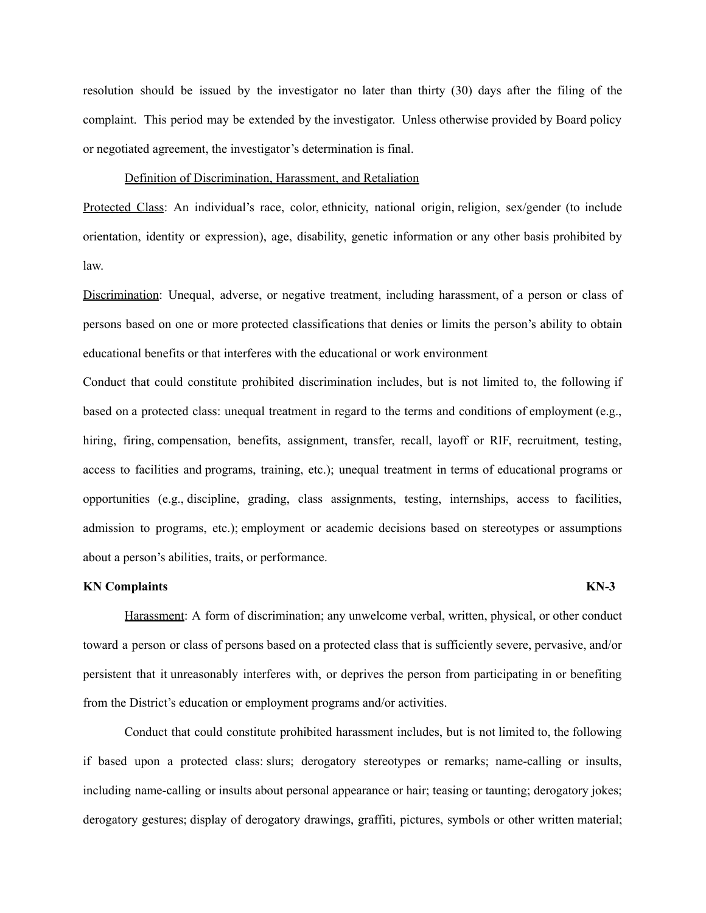resolution should be issued by the investigator no later than thirty (30) days after the filing of the complaint. This period may be extended by the investigator. Unless otherwise provided by Board policy or negotiated agreement, the investigator's determination is final.

Definition of Discrimination, Harassment, and Retaliation

Protected Class: An individual's race, color, ethnicity, national origin, religion, sex/gender (to include orientation, identity or expression), age, disability, genetic information or any other basis prohibited by law.

Discrimination: Unequal, adverse, or negative treatment, including harassment, of a person or class of persons based on one or more protected classifications that denies or limits the person's ability to obtain educational benefits or that interferes with the educational or work environment

Conduct that could constitute prohibited discrimination includes, but is not limited to, the following if based on a protected class: unequal treatment in regard to the terms and conditions of employment (e.g., hiring, firing, compensation, benefits, assignment, transfer, recall, layoff or RIF, recruitment, testing, access to facilities and programs, training, etc.); unequal treatment in terms of educational programs or opportunities (e.g., discipline, grading, class assignments, testing, internships, access to facilities, admission to programs, etc.); employment or academic decisions based on stereotypes or assumptions about a person's abilities, traits, or performance.

Harassment: A form of discrimination; any unwelcome verbal, written, physical, or other conduct toward a person or class of persons based on a protected class that is sufficiently severe, pervasive, and/or persistent that it unreasonably interferes with, or deprives the person from participating in or benefiting from the District's education or employment programs and/or activities.

Conduct that could constitute prohibited harassment includes, but is not limited to, the following if based upon a protected class: slurs; derogatory stereotypes or remarks; name-calling or insults, including name-calling or insults about personal appearance or hair; teasing or taunting; derogatory jokes; derogatory gestures; display of derogatory drawings, graffiti, pictures, symbols or other written material;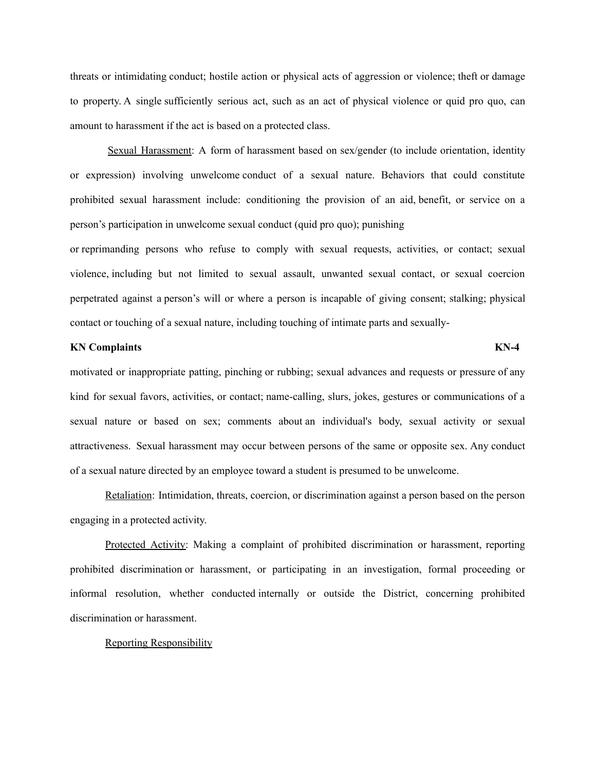threats or intimidating conduct; hostile action or physical acts of aggression or violence; theft or damage to property. A single sufficiently serious act, such as an act of physical violence or quid pro quo, can amount to harassment if the act is based on a protected class.

Sexual Harassment: A form of harassment based on sex/gender (to include orientation, identity or expression) involving unwelcome conduct of a sexual nature. Behaviors that could constitute prohibited sexual harassment include: conditioning the provision of an aid, benefit, or service on a person's participation in unwelcome sexual conduct (quid pro quo); punishing or reprimanding persons who refuse to comply with sexual requests, activities, or contact; sexual violence, including but not limited to sexual assault, unwanted sexual contact, or sexual coercion perpetrated against a person's will or where a person is incapable of giving consent; stalking; physical contact or touching of a sexual nature, including touching of intimate parts and sexually-motivated or inappropriate patting, pinching or rubbing; sexual advances and requests or pressure of any kind for sexual favors, activities, or contact; name-calling, slurs, jokes, gestures or communications of a sexual nature or based on sex; comments about an individual's body, sexual activity or sexual attractiveness. Sexual harassment may occur between persons of the same or opposite sex. Any conduct of a sexual nature directed by an employee toward a student is presumed to be unwelcome.

Retaliation: Intimidation, threats, coercion, or discrimination against a person based on the person engaging in a protected activity.

Protected Activity: Making a complaint of prohibited discrimination or harassment, reporting prohibited discrimination or harassment, or participating in an investigation, formal proceeding or informal resolution, whether conducted internally or outside the District, concerning prohibited discrimination or harassment.

Reporting Responsibility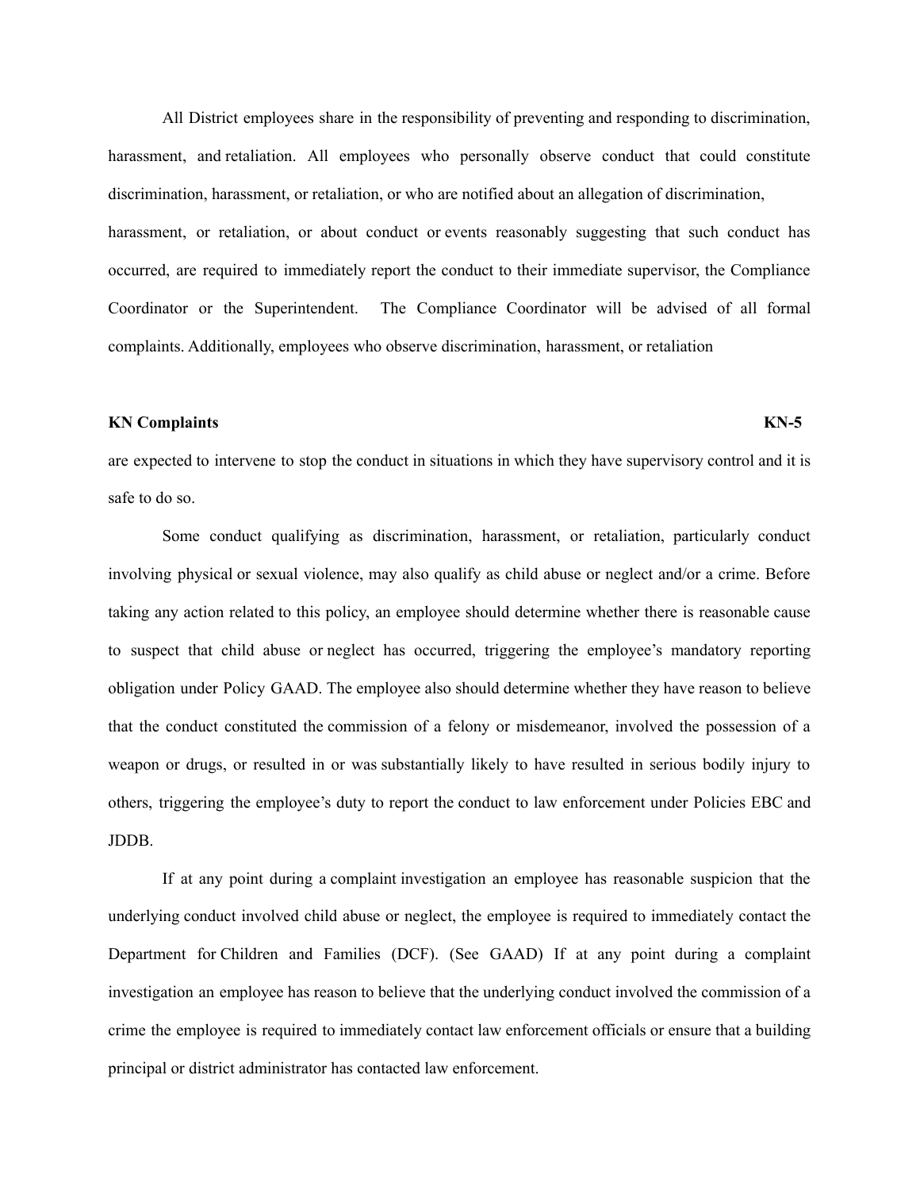All District employees share in the responsibility of preventing and responding to discrimination, harassment, and retaliation. All employees who personally observe conduct that could constitute discrimination, harassment, or retaliation, or who are notified about an allegation of discrimination, harassment, or retaliation, or about conduct or events reasonably suggesting that such conduct has occurred, are required to immediately report the conduct to their immediate supervisor, the Compliance Coordinator or the Superintendent. The Compliance Coordinator will be advised of all formal complaints. Additionally, employees who observe discrimination, harassment, or retaliation are expected to intervene to stop the conduct in situations in which they have supervisory control and it is safe to do so.

Some conduct qualifying as discrimination, harassment, or retaliation, particularly conduct involving physical or sexual violence, may also qualify as child abuse or neglect and/or a crime. Before taking any action related to this policy, an employee should determine whether there is reasonable cause to suspect that child abuse or neglect has occurred, triggering the employee's mandatory reporting obligation under Policy GAAD. The employee also should determine whether they have reason to believe that the conduct constituted the commission of a felony or misdemeanor, involved the possession of a weapon or drugs, or resulted in or was substantially likely to have resulted in serious bodily injury to others, triggering the employee's duty to report the conduct to law enforcement under Policies EBC and JDDB.

If at any point during a complaint investigation an employee has reasonable suspicion that the underlying conduct involved child abuse or neglect, the employee is required to immediately contact the Department for Children and Families (DCF). (See GAAD) If at any point during a complaint investigation an employee has reason to believe that the underlying conduct involved the commission of a crime the employee is required to immediately contact law enforcement officials or ensure that a building principal or district administrator has contacted law enforcement.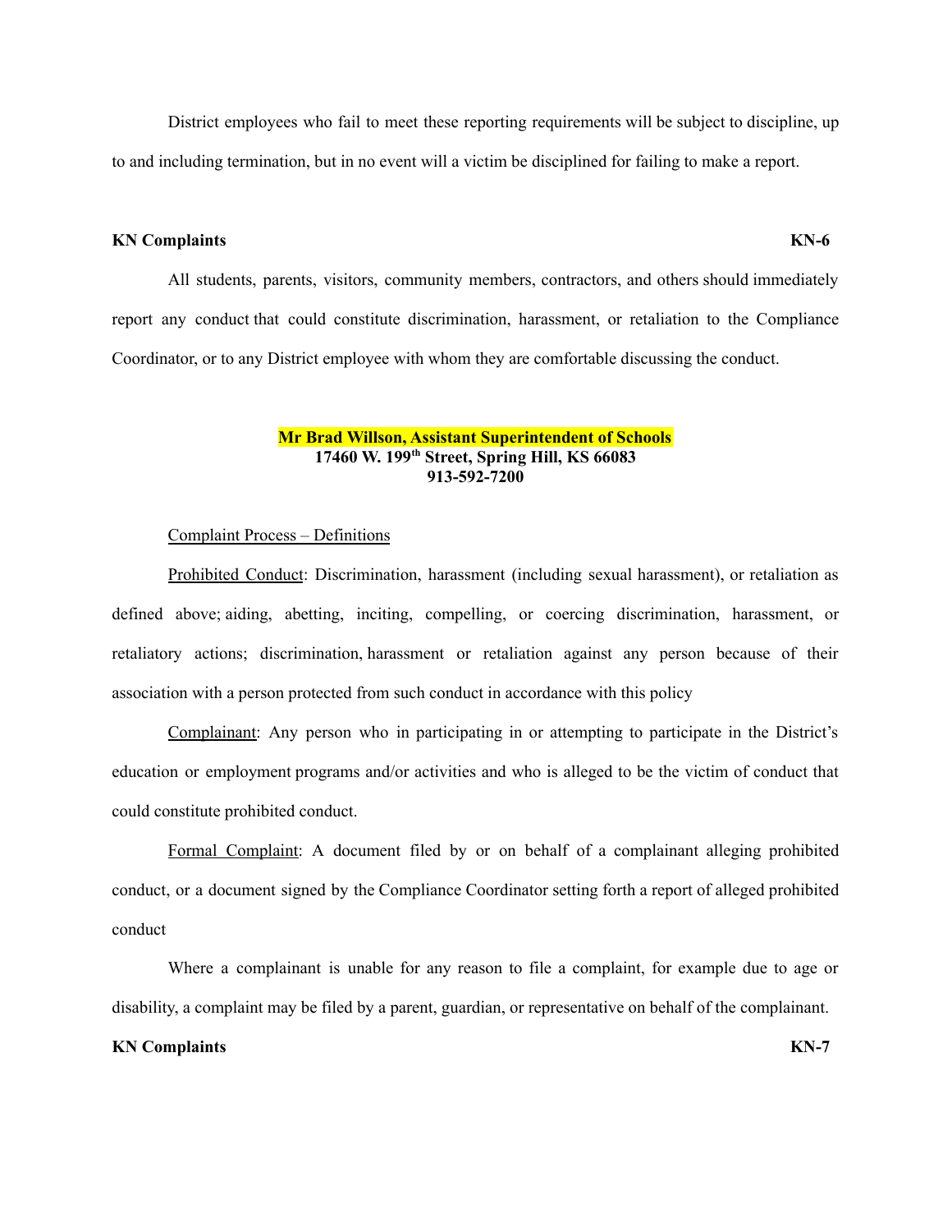District employees who fail to meet these reporting requirements will be subject to discipline, up to and including termination, but in no event will a victim be disciplined for failing to make a report.

**KN Complaints** **KN-6**

All students, parents, visitors, community members, contractors, and others should immediately report any conduct that could constitute discrimination, harassment, or retaliation to the Compliance Coordinator, or to any District employee with whom they are comfortable discussing the conduct.

**Mr Brad Willson, Assistant Superintendent of Schools**
**17460 W. 199th Street, Spring Hill, KS 66083**
**913-592-7200**

Complaint Process – Definitions

Prohibited Conduct: Discrimination, harassment (including sexual harassment), or retaliation as defined above; aiding, abetting, inciting, compelling, or coercing discrimination, harassment, or retaliatory actions; discrimination, harassment or retaliation against any person because of their association with a person protected from such conduct in accordance with this policy

Complainant: Any person who in participating in or attempting to participate in the District's education or employment programs and/or activities and who is alleged to be the victim of conduct that could constitute prohibited conduct.

Formal Complaint: A document filed by or on behalf of a complainant alleging prohibited conduct, or a document signed by the Compliance Coordinator setting forth a report of alleged prohibited conduct

Where a complainant is unable for any reason to file a complaint, for example due to age or disability, a complaint may be filed by a parent, guardian, or representative on behalf of the complainant.

**KN Complaints** **KN-7**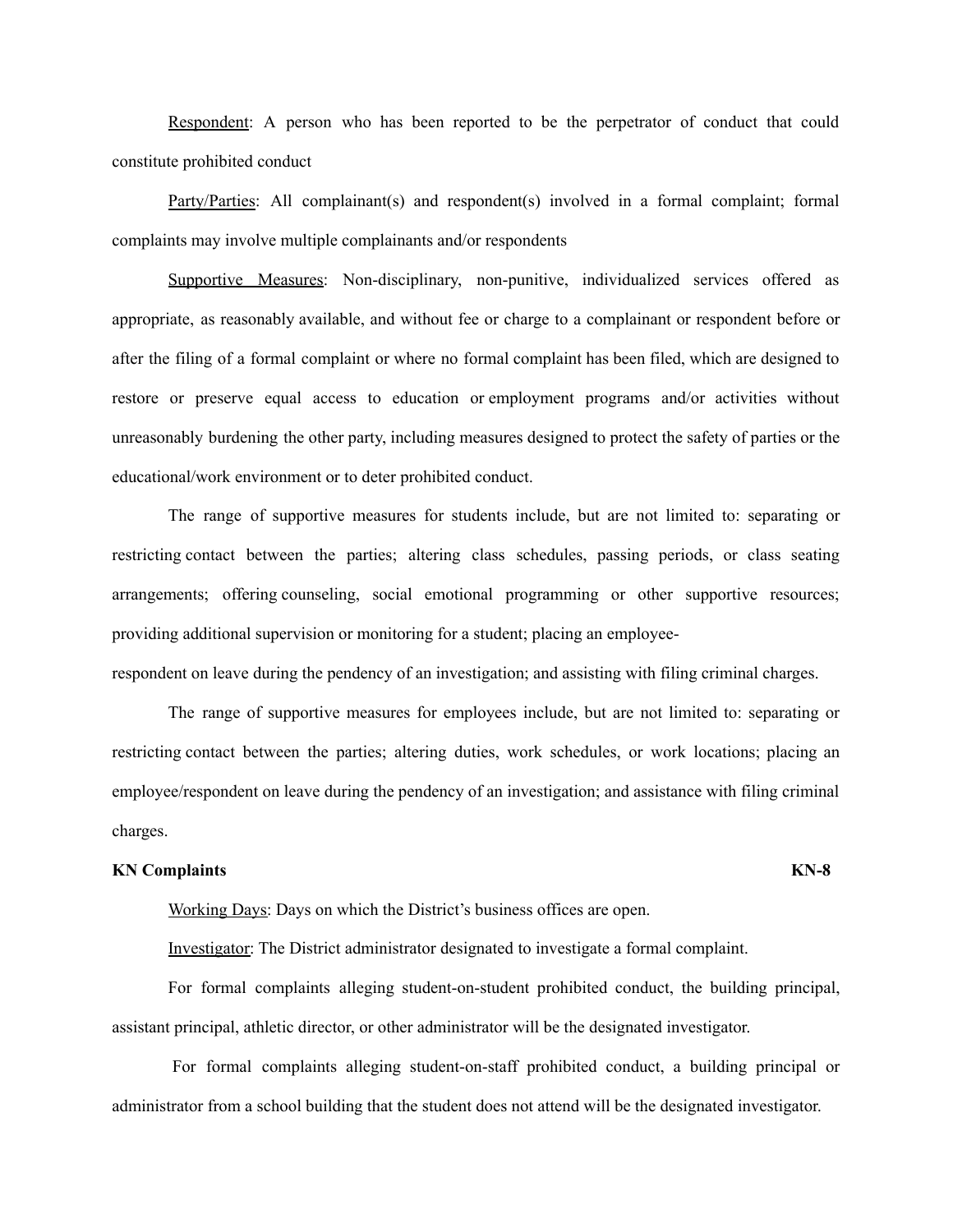<u>Respondent</u>: A person who has been reported to be the perpetrator of conduct that could constitute prohibited conduct

<u>Party/Parties</u>: All complainant(s) and respondent(s) involved in a formal complaint; formal complaints may involve multiple complainants and/or respondents

<u>Supportive Measures</u>: Non-disciplinary, non-punitive, individualized services offered as appropriate, as reasonably available, and without fee or charge to a complainant or respondent before or after the filing of a formal complaint or where no formal complaint has been filed, which are designed to restore or preserve equal access to education or employment programs and/or activities without unreasonably burdening the other party, including measures designed to protect the safety of parties or the educational/work environment or to deter prohibited conduct.

The range of supportive measures for students include, but are not limited to: separating or restricting contact between the parties; altering class schedules, passing periods, or class seating arrangements; offering counseling, social emotional programming or other supportive resources; providing additional supervision or monitoring for a student; placing an employee-respondent on leave during the pendency of an investigation; and assisting with filing criminal charges.

The range of supportive measures for employees include, but are not limited to: separating or restricting contact between the parties; altering duties, work schedules, or work locations; placing an employee/respondent on leave during the pendency of an investigation; and assistance with filing criminal charges.

<u>Working Days</u>: Days on which the District's business offices are open.

<u>Investigator</u>: The District administrator designated to investigate a formal complaint.

For formal complaints alleging student-on-student prohibited conduct, the building principal, assistant principal, athletic director, or other administrator will be the designated investigator.

For formal complaints alleging student-on-staff prohibited conduct, a building principal or administrator from a school building that the student does not attend will be the designated investigator.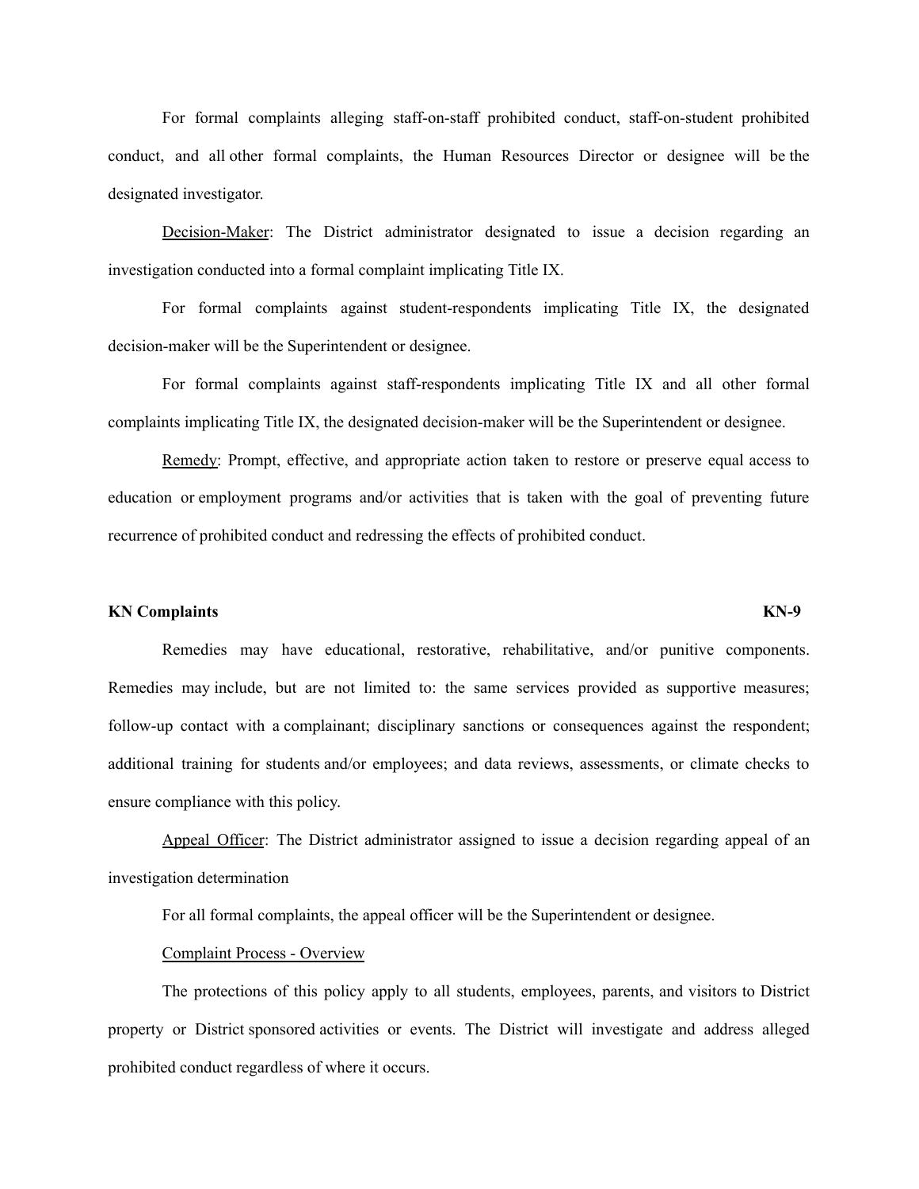For formal complaints alleging staff-on-staff prohibited conduct, staff-on-student prohibited conduct, and all other formal complaints, the Human Resources Director or designee will be the designated investigator.

Decision-Maker: The District administrator designated to issue a decision regarding an investigation conducted into a formal complaint implicating Title IX.

For formal complaints against student-respondents implicating Title IX, the designated decision-maker will be the Superintendent or designee.

For formal complaints against staff-respondents implicating Title IX and all other formal complaints implicating Title IX, the designated decision-maker will be the Superintendent or designee.

Remedy: Prompt, effective, and appropriate action taken to restore or preserve equal access to education or employment programs and/or activities that is taken with the goal of preventing future recurrence of prohibited conduct and redressing the effects of prohibited conduct.

Remedies may have educational, restorative, rehabilitative, and/or punitive components. Remedies may include, but are not limited to: the same services provided as supportive measures; follow-up contact with a complainant; disciplinary sanctions or consequences against the respondent; additional training for students and/or employees; and data reviews, assessments, or climate checks to ensure compliance with this policy.

Appeal Officer: The District administrator assigned to issue a decision regarding appeal of an investigation determination

For all formal complaints, the appeal officer will be the Superintendent or designee.

Complaint Process - Overview

The protections of this policy apply to all students, employees, parents, and visitors to District property or District sponsored activities or events. The District will investigate and address alleged prohibited conduct regardless of where it occurs.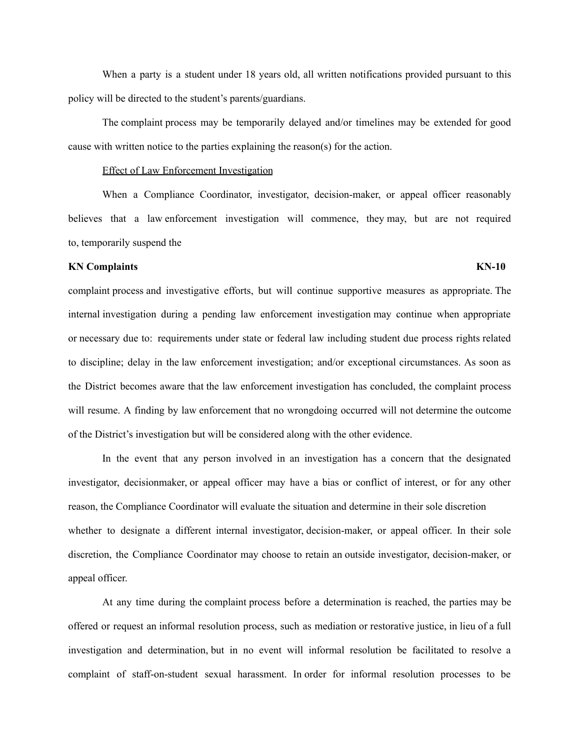When a party is a student under 18 years old, all written notifications provided pursuant to this policy will be directed to the student's parents/guardians.

The complaint process may be temporarily delayed and/or timelines may be extended for good cause with written notice to the parties explaining the reason(s) for the action.

Effect of Law Enforcement Investigation

When a Compliance Coordinator, investigator, decision-maker, or appeal officer reasonably believes that a law enforcement investigation will commence, they may, but are not required to, temporarily suspend the complaint process and investigative efforts, but will continue supportive measures as appropriate. The internal investigation during a pending law enforcement investigation may continue when appropriate or necessary due to: requirements under state or federal law including student due process rights related to discipline; delay in the law enforcement investigation; and/or exceptional circumstances. As soon as the District becomes aware that the law enforcement investigation has concluded, the complaint process will resume. A finding by law enforcement that no wrongdoing occurred will not determine the outcome of the District's investigation but will be considered along with the other evidence.

In the event that any person involved in an investigation has a concern that the designated investigator, decisionmaker, or appeal officer may have a bias or conflict of interest, or for any other reason, the Compliance Coordinator will evaluate the situation and determine in their sole discretion whether to designate a different internal investigator, decision-maker, or appeal officer. In their sole discretion, the Compliance Coordinator may choose to retain an outside investigator, decision-maker, or appeal officer.

At any time during the complaint process before a determination is reached, the parties may be offered or request an informal resolution process, such as mediation or restorative justice, in lieu of a full investigation and determination, but in no event will informal resolution be facilitated to resolve a complaint of staff-on-student sexual harassment. In order for informal resolution processes to be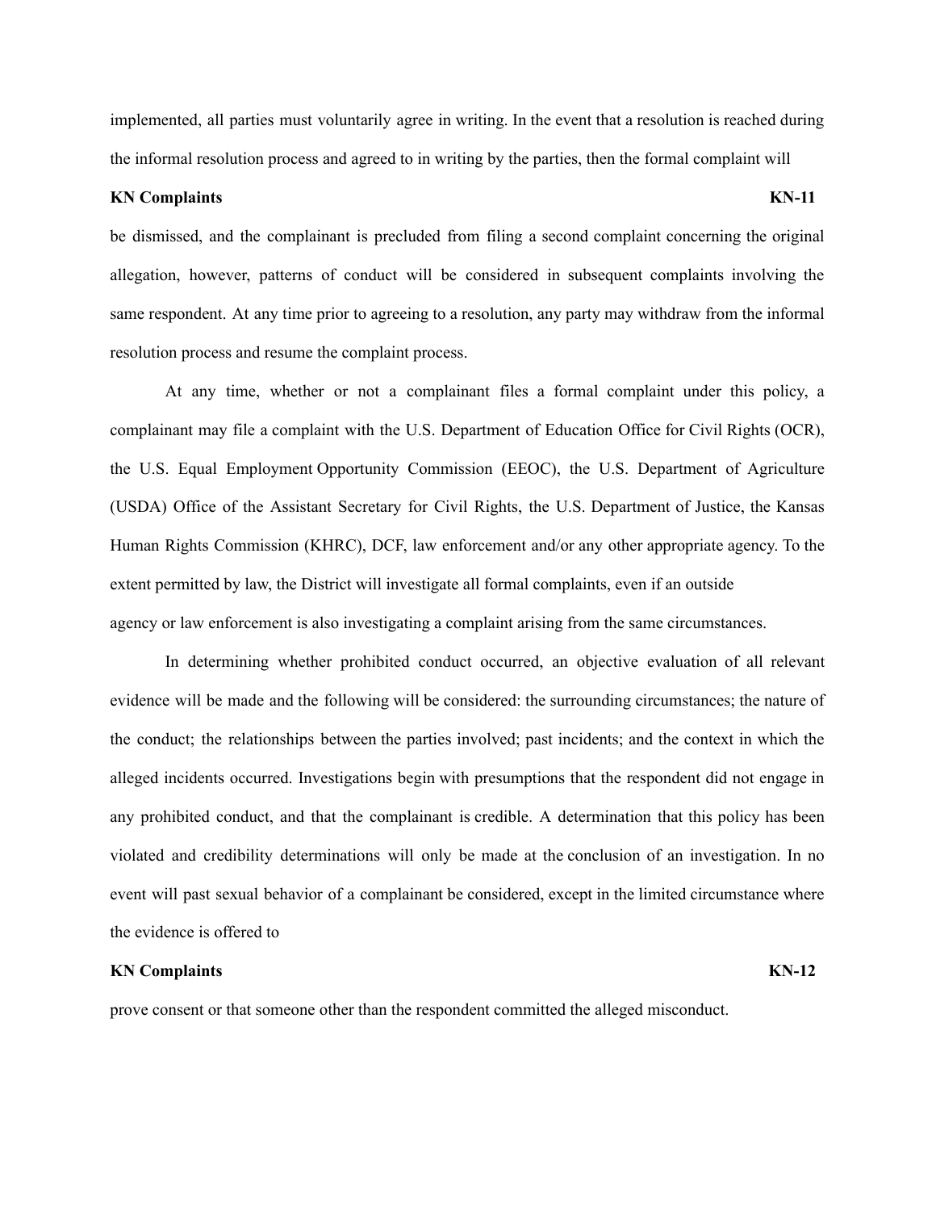implemented, all parties must voluntarily agree in writing. In the event that a resolution is reached during the informal resolution process and agreed to in writing by the parties, then the formal complaint will be dismissed, and the complainant is precluded from filing a second complaint concerning the original allegation, however, patterns of conduct will be considered in subsequent complaints involving the same respondent. At any time prior to agreeing to a resolution, any party may withdraw from the informal resolution process and resume the complaint process.

At any time, whether or not a complainant files a formal complaint under this policy, a complainant may file a complaint with the U.S. Department of Education Office for Civil Rights (OCR), the U.S. Equal Employment Opportunity Commission (EEOC), the U.S. Department of Agriculture (USDA) Office of the Assistant Secretary for Civil Rights, the U.S. Department of Justice, the Kansas Human Rights Commission (KHRC), DCF, law enforcement and/or any other appropriate agency. To the extent permitted by law, the District will investigate all formal complaints, even if an outside agency or law enforcement is also investigating a complaint arising from the same circumstances.

In determining whether prohibited conduct occurred, an objective evaluation of all relevant evidence will be made and the following will be considered: the surrounding circumstances; the nature of the conduct; the relationships between the parties involved; past incidents; and the context in which the alleged incidents occurred. Investigations begin with presumptions that the respondent did not engage in any prohibited conduct, and that the complainant is credible. A determination that this policy has been violated and credibility determinations will only be made at the conclusion of an investigation. In no event will past sexual behavior of a complainant be considered, except in the limited circumstance where the evidence is offered to prove consent or that someone other than the respondent committed the alleged misconduct.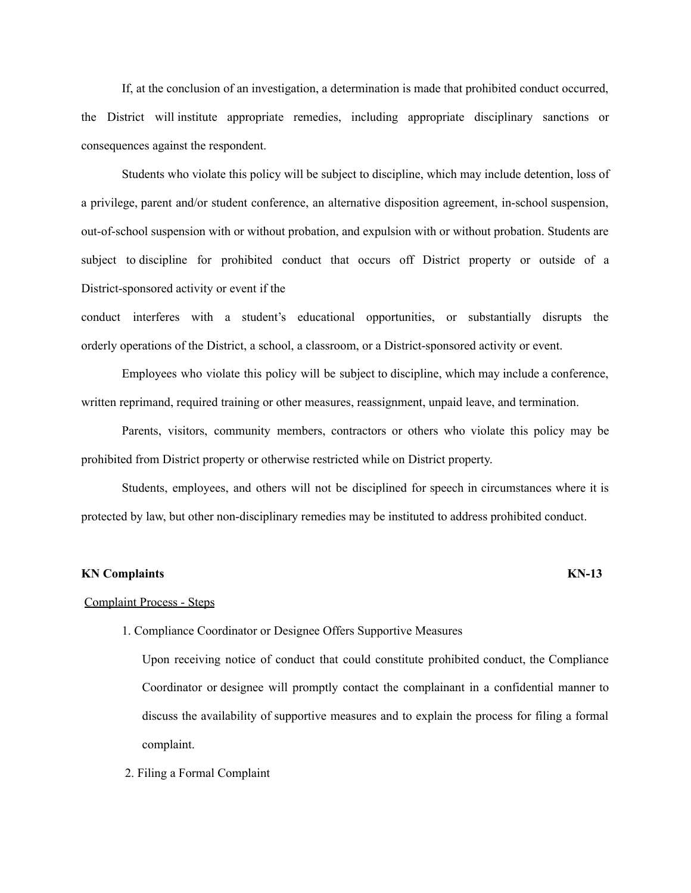If, at the conclusion of an investigation, a determination is made that prohibited conduct occurred, the District will institute appropriate remedies, including appropriate disciplinary sanctions or consequences against the respondent.

Students who violate this policy will be subject to discipline, which may include detention, loss of a privilege, parent and/or student conference, an alternative disposition agreement, in-school suspension, out-of-school suspension with or without probation, and expulsion with or without probation. Students are subject to discipline for prohibited conduct that occurs off District property or outside of a District-sponsored activity or event if the conduct interferes with a student's educational opportunities, or substantially disrupts the orderly operations of the District, a school, a classroom, or a District-sponsored activity or event.

Employees who violate this policy will be subject to discipline, which may include a conference, written reprimand, required training or other measures, reassignment, unpaid leave, and termination.

Parents, visitors, community members, contractors or others who violate this policy may be prohibited from District property or otherwise restricted while on District property.

Students, employees, and others will not be disciplined for speech in circumstances where it is protected by law, but other non-disciplinary remedies may be instituted to address prohibited conduct.

**KN Complaints** **KN-13**

Complaint Process - Steps

1. Compliance Coordinator or Designee Offers Supportive Measures

   Upon receiving notice of conduct that could constitute prohibited conduct, the Compliance Coordinator or designee will promptly contact the complainant in a confidential manner to discuss the availability of supportive measures and to explain the process for filing a formal complaint.

2. Filing a Formal Complaint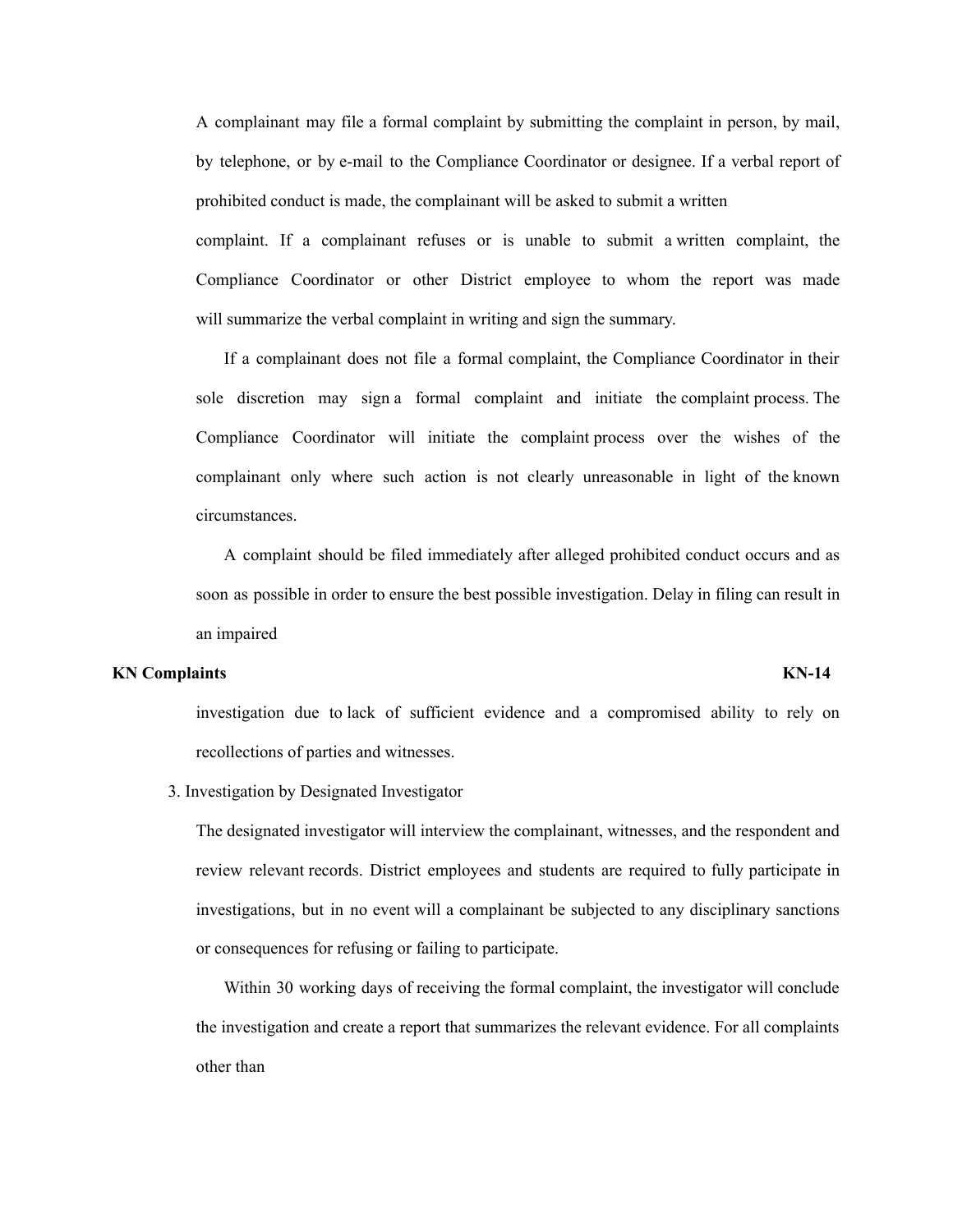A complainant may file a formal complaint by submitting the complaint in person, by mail, by telephone, or by e-mail to the Compliance Coordinator or designee. If a verbal report of prohibited conduct is made, the complainant will be asked to submit a written complaint. If a complainant refuses or is unable to submit a written complaint, the Compliance Coordinator or other District employee to whom the report was made will summarize the verbal complaint in writing and sign the summary.

If a complainant does not file a formal complaint, the Compliance Coordinator in their sole discretion may sign a formal complaint and initiate the complaint process. The Compliance Coordinator will initiate the complaint process over the wishes of the complainant only where such action is not clearly unreasonable in light of the known circumstances.

A complaint should be filed immediately after alleged prohibited conduct occurs and as soon as possible in order to ensure the best possible investigation. Delay in filing can result in an impaired investigation due to lack of sufficient evidence and a compromised ability to rely on recollections of parties and witnesses.

3. Investigation by Designated Investigator

The designated investigator will interview the complainant, witnesses, and the respondent and review relevant records. District employees and students are required to fully participate in investigations, but in no event will a complainant be subjected to any disciplinary sanctions or consequences for refusing or failing to participate.

Within 30 working days of receiving the formal complaint, the investigator will conclude the investigation and create a report that summarizes the relevant evidence. For all complaints other than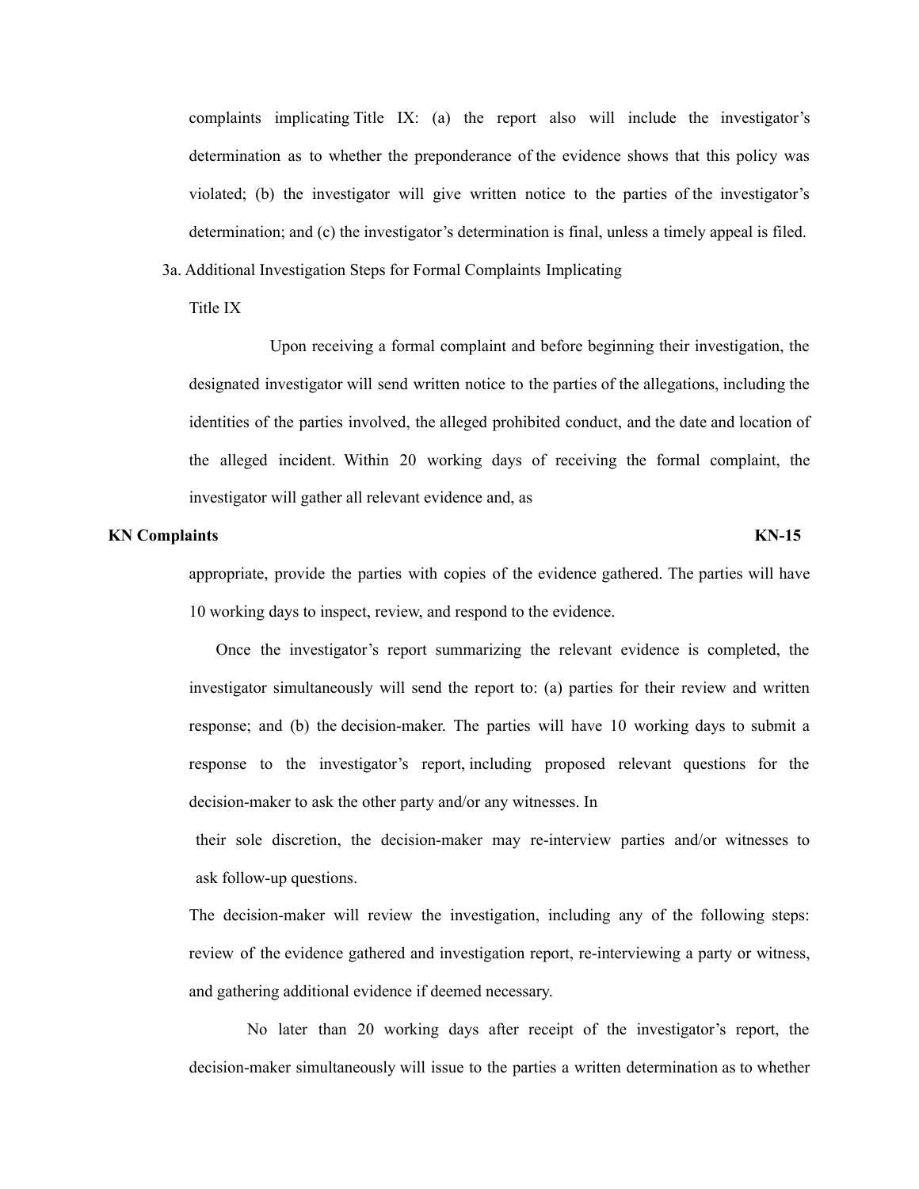complaints implicating Title IX: (a) the report also will include the investigator's determination as to whether the preponderance of the evidence shows that this policy was violated; (b) the investigator will give written notice to the parties of the investigator's determination; and (c) the investigator's determination is final, unless a timely appeal is filed.

3a. Additional Investigation Steps for Formal Complaints Implicating Title IX

Upon receiving a formal complaint and before beginning their investigation, the designated investigator will send written notice to the parties of the allegations, including the identities of the parties involved, the alleged prohibited conduct, and the date and location of the alleged incident. Within 20 working days of receiving the formal complaint, the investigator will gather all relevant evidence and, as appropriate, provide the parties with copies of the evidence gathered. The parties will have 10 working days to inspect, review, and respond to the evidence.

Once the investigator's report summarizing the relevant evidence is completed, the investigator simultaneously will send the report to: (a) parties for their review and written response; and (b) the decision-maker. The parties will have 10 working days to submit a response to the investigator's report, including proposed relevant questions for the decision-maker to ask the other party and/or any witnesses. In their sole discretion, the decision-maker may re-interview parties and/or witnesses to ask follow-up questions.

The decision-maker will review the investigation, including any of the following steps: review of the evidence gathered and investigation report, re-interviewing a party or witness, and gathering additional evidence if deemed necessary.

No later than 20 working days after receipt of the investigator's report, the decision-maker simultaneously will issue to the parties a written determination as to whether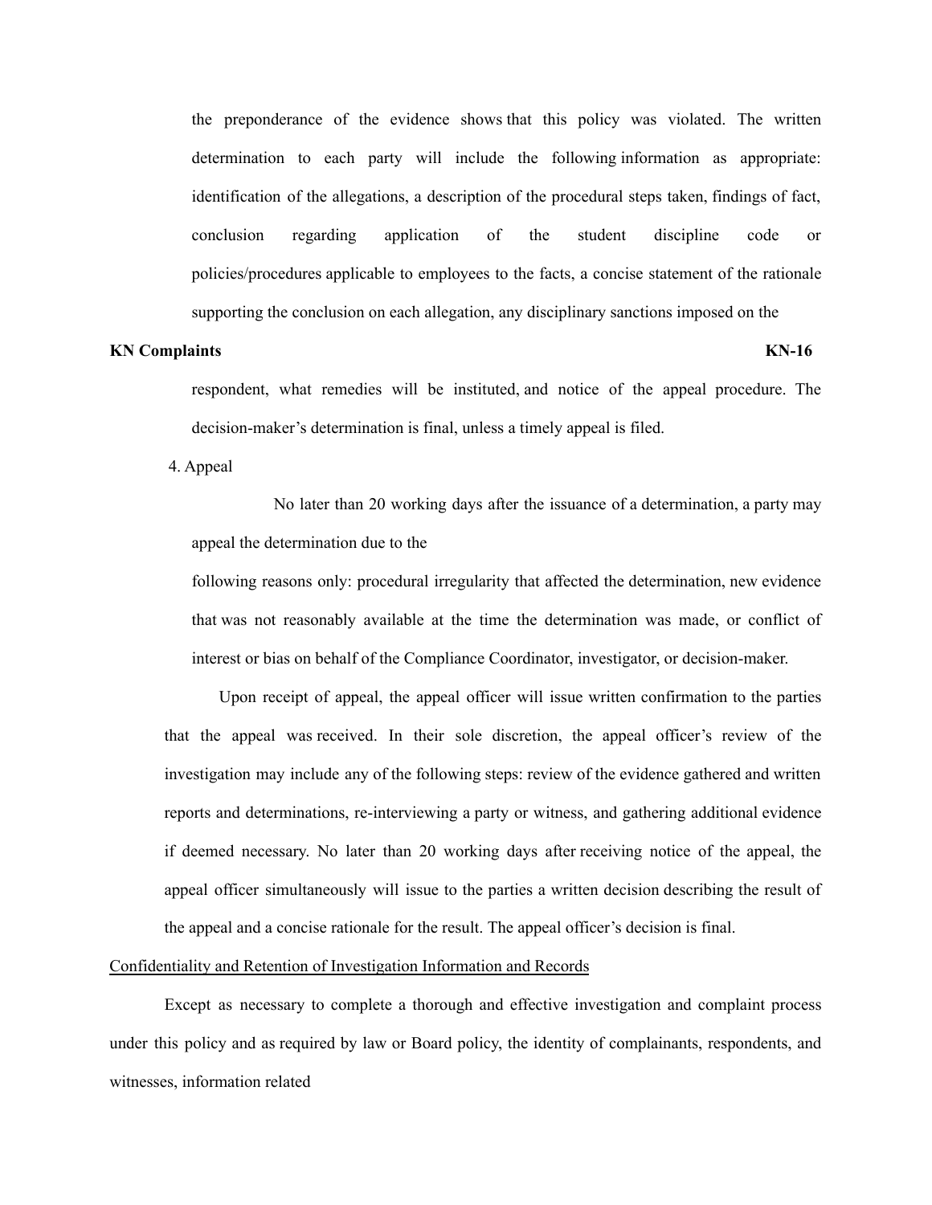the preponderance of the evidence shows that this policy was violated. The written determination to each party will include the following information as appropriate: identification of the allegations, a description of the procedural steps taken, findings of fact, conclusion regarding application of the student discipline code or policies/procedures applicable to employees to the facts, a concise statement of the rationale supporting the conclusion on each allegation, any disciplinary sanctions imposed on the respondent, what remedies will be instituted, and notice of the appeal procedure. The decision-maker's determination is final, unless a timely appeal is filed.

4. Appeal

No later than 20 working days after the issuance of a determination, a party may appeal the determination due to the following reasons only: procedural irregularity that affected the determination, new evidence that was not reasonably available at the time the determination was made, or conflict of interest or bias on behalf of the Compliance Coordinator, investigator, or decision-maker.

Upon receipt of appeal, the appeal officer will issue written confirmation to the parties that the appeal was received. In their sole discretion, the appeal officer's review of the investigation may include any of the following steps: review of the evidence gathered and written reports and determinations, re-interviewing a party or witness, and gathering additional evidence if deemed necessary. No later than 20 working days after receiving notice of the appeal, the appeal officer simultaneously will issue to the parties a written decision describing the result of the appeal and a concise rationale for the result. The appeal officer's decision is final.

<u>Confidentiality and Retention of Investigation Information and Records</u>

Except as necessary to complete a thorough and effective investigation and complaint process under this policy and as required by law or Board policy, the identity of complainants, respondents, and witnesses, information related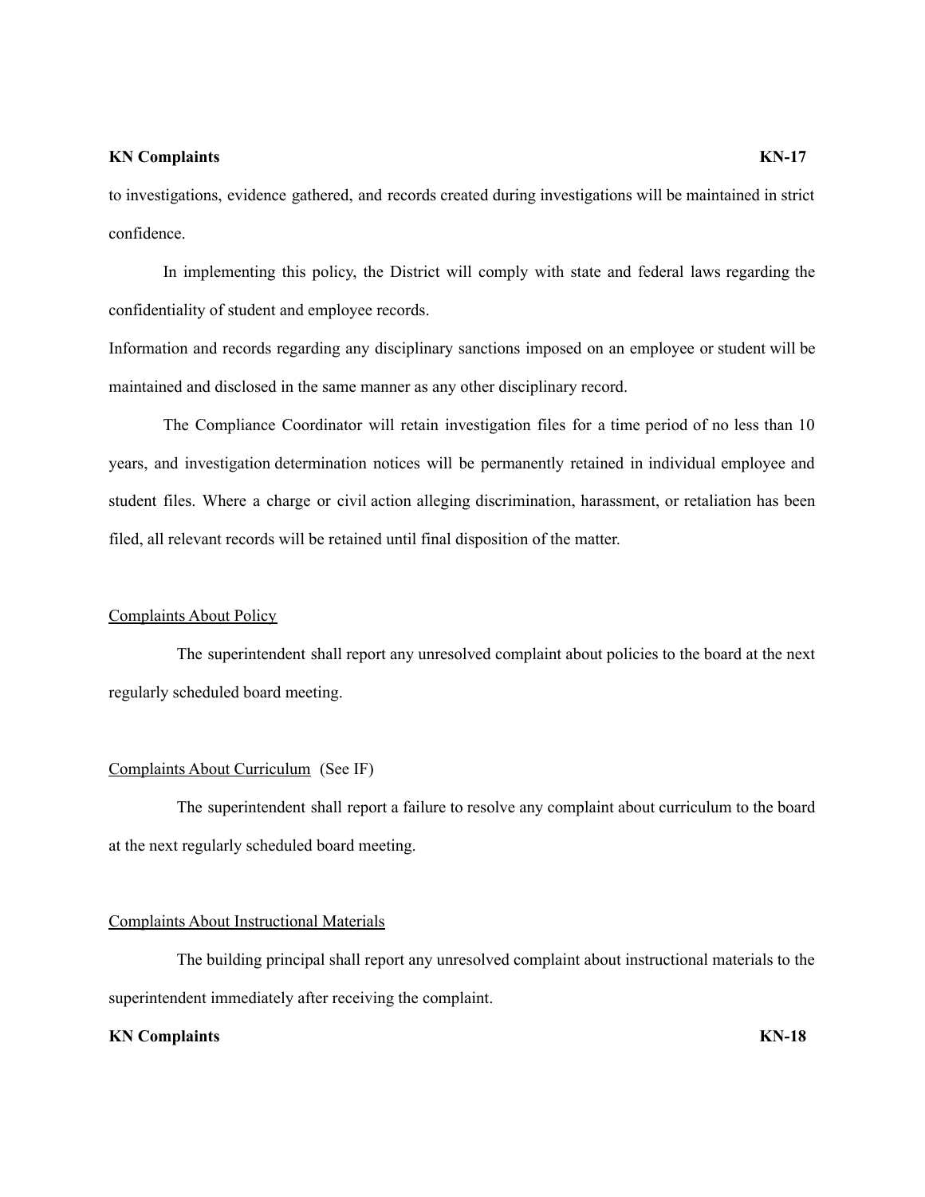to investigations, evidence gathered, and records created during investigations will be maintained in strict confidence.

In implementing this policy, the District will comply with state and federal laws regarding the confidentiality of student and employee records.

Information and records regarding any disciplinary sanctions imposed on an employee or student will be maintained and disclosed in the same manner as any other disciplinary record.

The Compliance Coordinator will retain investigation files for a time period of no less than 10 years, and investigation determination notices will be permanently retained in individual employee and student files. Where a charge or civil action alleging discrimination, harassment, or retaliation has been filed, all relevant records will be retained until final disposition of the matter.

Complaints About Policy

The superintendent shall report any unresolved complaint about policies to the board at the next regularly scheduled board meeting.

Complaints About Curriculum (See IF)

The superintendent shall report a failure to resolve any complaint about curriculum to the board at the next regularly scheduled board meeting.

Complaints About Instructional Materials

The building principal shall report any unresolved complaint about instructional materials to the superintendent immediately after receiving the complaint.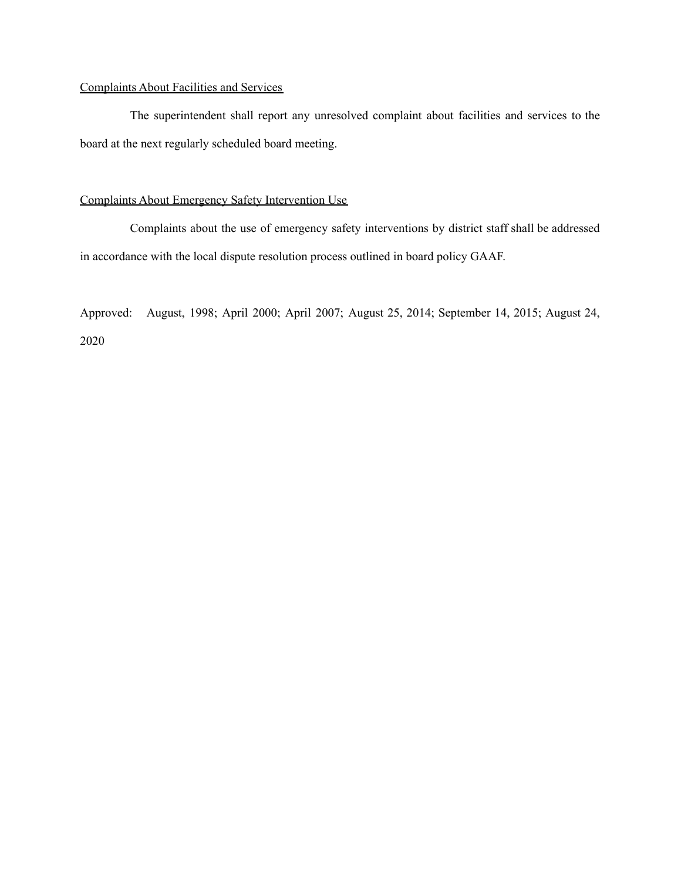<u>Complaints About Facilities and Services</u>

The superintendent shall report any unresolved complaint about facilities and services to the board at the next regularly scheduled board meeting.

<u>Complaints About Emergency Safety Intervention Use</u>

Complaints about the use of emergency safety interventions by district staff shall be addressed in accordance with the local dispute resolution process outlined in board policy GAAF.

Approved: August, 1998; April 2000; April 2007; August 25, 2014; September 14, 2015; August 24, 2020